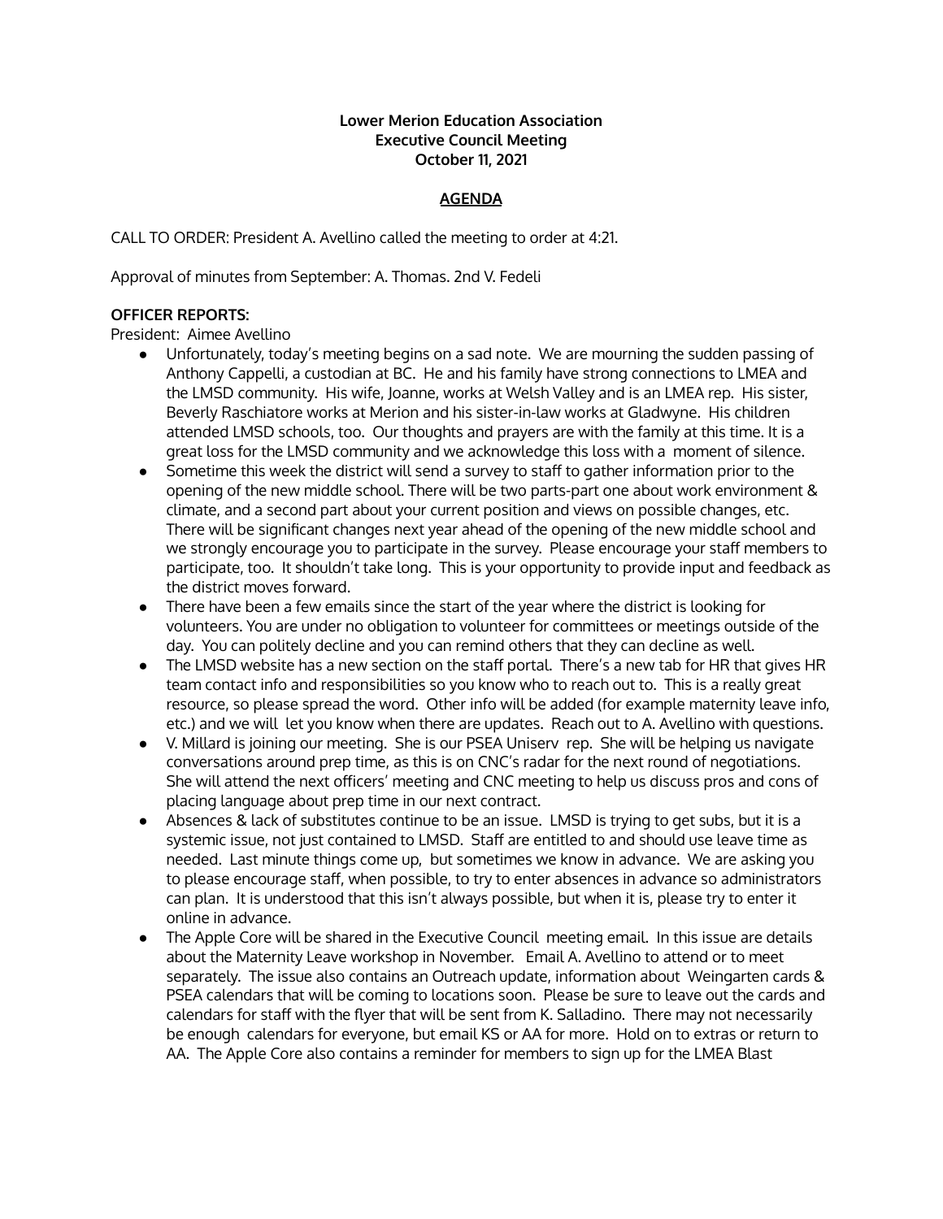**Lower Merion Education Association**
**Executive Council Meeting**
**October 11, 2021**

**AGENDA**

CALL TO ORDER: President A. Avellino called the meeting to order at 4:21.

Approval of minutes from September: A. Thomas. 2nd V. Fedeli

**OFFICER REPORTS:**

President: Aimee Avellino

- Unfortunately, today's meeting begins on a sad note. We are mourning the sudden passing of Anthony Cappelli, a custodian at BC. He and his family have strong connections to LMEA and the LMSD community. His wife, Joanne, works at Welsh Valley and is an LMEA rep. His sister, Beverly Raschiatore works at Merion and his sister-in-law works at Gladwyne. His children attended LMSD schools, too. Our thoughts and prayers are with the family at this time. It is a great loss for the LMSD community and we acknowledge this loss with a moment of silence.
- Sometime this week the district will send a survey to staff to gather information prior to the opening of the new middle school. There will be two parts-part one about work environment & climate, and a second part about your current position and views on possible changes, etc. There will be significant changes next year ahead of the opening of the new middle school and we strongly encourage you to participate in the survey. Please encourage your staff members to participate, too. It shouldn't take long. This is your opportunity to provide input and feedback as the district moves forward.
- There have been a few emails since the start of the year where the district is looking for volunteers. You are under no obligation to volunteer for committees or meetings outside of the day. You can politely decline and you can remind others that they can decline as well.
- The LMSD website has a new section on the staff portal. There's a new tab for HR that gives HR team contact info and responsibilities so you know who to reach out to. This is a really great resource, so please spread the word. Other info will be added (for example maternity leave info, etc.) and we will let you know when there are updates. Reach out to A. Avellino with questions.
- V. Millard is joining our meeting. She is our PSEA Uniserv rep. She will be helping us navigate conversations around prep time, as this is on CNC's radar for the next round of negotiations. She will attend the next officers' meeting and CNC meeting to help us discuss pros and cons of placing language about prep time in our next contract.
- Absences & lack of substitutes continue to be an issue. LMSD is trying to get subs, but it is a systemic issue, not just contained to LMSD. Staff are entitled to and should use leave time as needed. Last minute things come up, but sometimes we know in advance. We are asking you to please encourage staff, when possible, to try to enter absences in advance so administrators can plan. It is understood that this isn't always possible, but when it is, please try to enter it online in advance.
- The Apple Core will be shared in the Executive Council meeting email. In this issue are details about the Maternity Leave workshop in November. Email A. Avellino to attend or to meet separately. The issue also contains an Outreach update, information about Weingarten cards & PSEA calendars that will be coming to locations soon. Please be sure to leave out the cards and calendars for staff with the flyer that will be sent from K. Salladino. There may not necessarily be enough calendars for everyone, but email KS or AA for more. Hold on to extras or return to AA. The Apple Core also contains a reminder for members to sign up for the LMEA Blast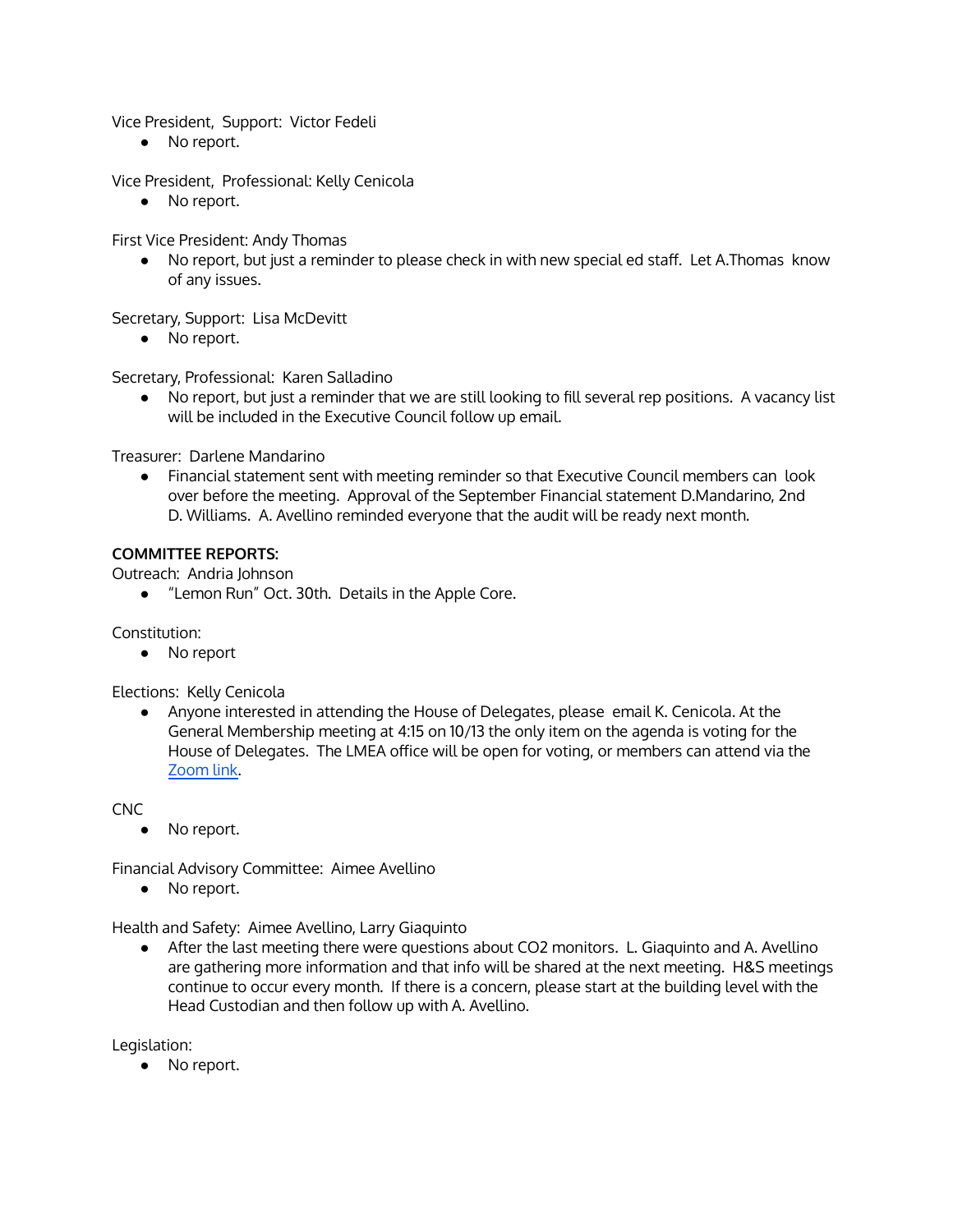Vice President, Support: Victor Fedeli

- No report.

Vice President, Professional: Kelly Cenicola

- No report.

First Vice President: Andy Thomas

- No report, but just a reminder to please check in with new special ed staff. Let A.Thomas know of any issues.

Secretary, Support: Lisa McDevitt

- No report.

Secretary, Professional: Karen Salladino

- No report, but just a reminder that we are still looking to fill several rep positions. A vacancy list will be included in the Executive Council follow up email.

Treasurer: Darlene Mandarino

- Financial statement sent with meeting reminder so that Executive Council members can look over before the meeting. Approval of the September Financial statement D.Mandarino, 2nd D. Williams. A. Avellino reminded everyone that the audit will be ready next month.

**COMMITTEE REPORTS:**

Outreach: Andria Johnson

- "Lemon Run" Oct. 30th. Details in the Apple Core.

Constitution:

- No report

Elections: Kelly Cenicola

- Anyone interested in attending the House of Delegates, please email K. Cenicola. At the General Membership meeting at 4:15 on 10/13 the only item on the agenda is voting for the House of Delegates. The LMEA office will be open for voting, or members can attend via the [Zoom link](#).

CNC

- No report.

Financial Advisory Committee: Aimee Avellino

- No report.

Health and Safety: Aimee Avellino, Larry Giaquinto

- After the last meeting there were questions about $CO_2$ monitors. L. Giaquinto and A. Avellino are gathering more information and that info will be shared at the next meeting. H&S meetings continue to occur every month. If there is a concern, please start at the building level with the Head Custodian and then follow up with A. Avellino.

Legislation:

- No report.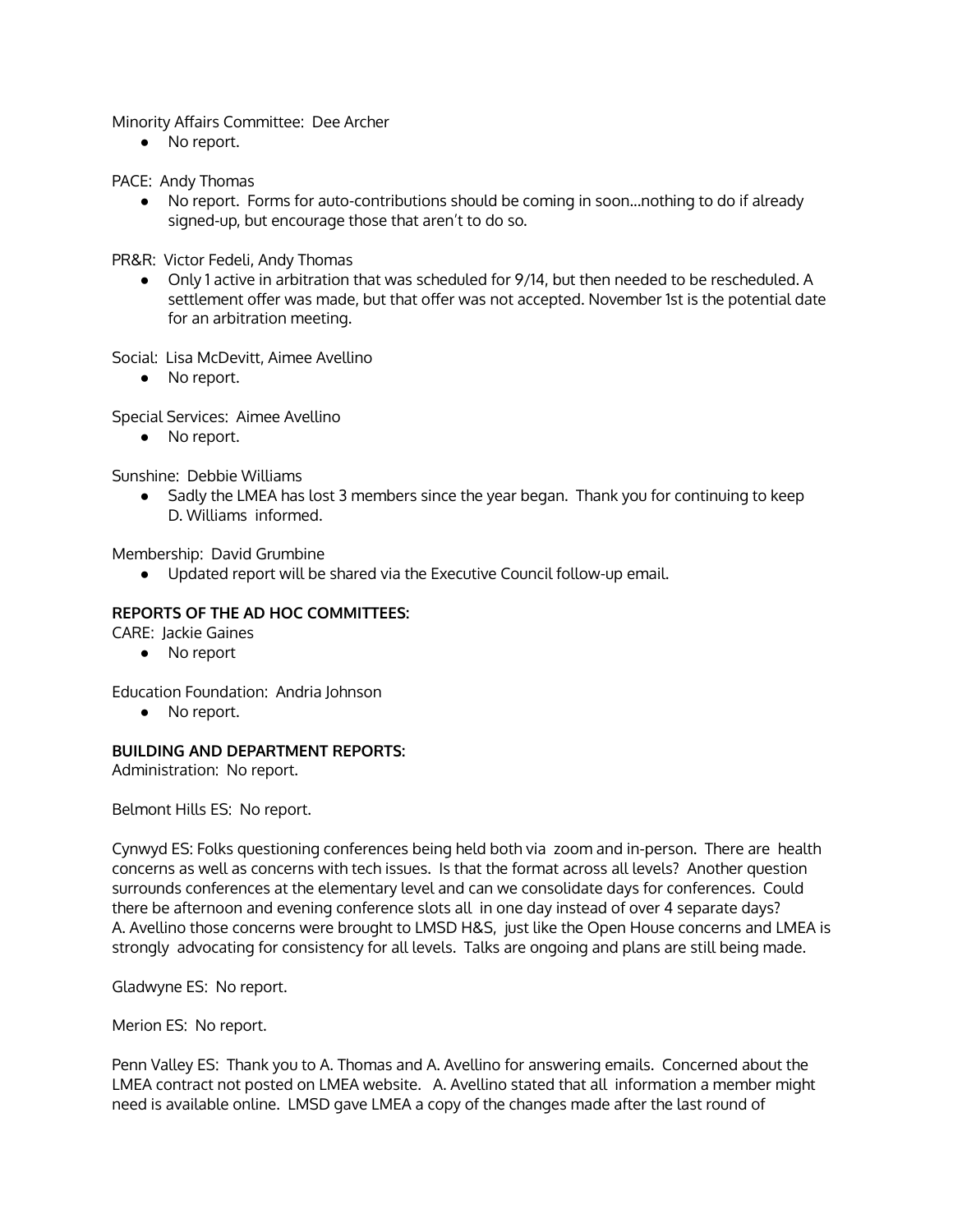Minority Affairs Committee: Dee Archer

- No report.

PACE: Andy Thomas

- No report. Forms for auto-contributions should be coming in soon…nothing to do if already signed-up, but encourage those that aren't to do so.

PR&R: Victor Fedeli, Andy Thomas

- Only 1 active in arbitration that was scheduled for 9/14, but then needed to be rescheduled. A settlement offer was made, but that offer was not accepted. November 1st is the potential date for an arbitration meeting.

Social: Lisa McDevitt, Aimee Avellino

- No report.

Special Services: Aimee Avellino

- No report.

Sunshine: Debbie Williams

- Sadly the LMEA has lost 3 members since the year began. Thank you for continuing to keep D. Williams informed.

Membership: David Grumbine

- Updated report will be shared via the Executive Council follow-up email.

**REPORTS OF THE AD HOC COMMITTEES:**

CARE: Jackie Gaines

- No report

Education Foundation: Andria Johnson

- No report.

**BUILDING AND DEPARTMENT REPORTS:**

Administration: No report.

Belmont Hills ES: No report.

Cynwyd ES: Folks questioning conferences being held both via zoom and in-person. There are health concerns as well as concerns with tech issues. Is that the format across all levels? Another question surrounds conferences at the elementary level and can we consolidate days for conferences. Could there be afternoon and evening conference slots all in one day instead of over 4 separate days? A. Avellino those concerns were brought to LMSD H&S, just like the Open House concerns and LMEA is strongly advocating for consistency for all levels. Talks are ongoing and plans are still being made.

Gladwyne ES: No report.

Merion ES: No report.

Penn Valley ES: Thank you to A. Thomas and A. Avellino for answering emails. Concerned about the LMEA contract not posted on LMEA website. A. Avellino stated that all information a member might need is available online. LMSD gave LMEA a copy of the changes made after the last round of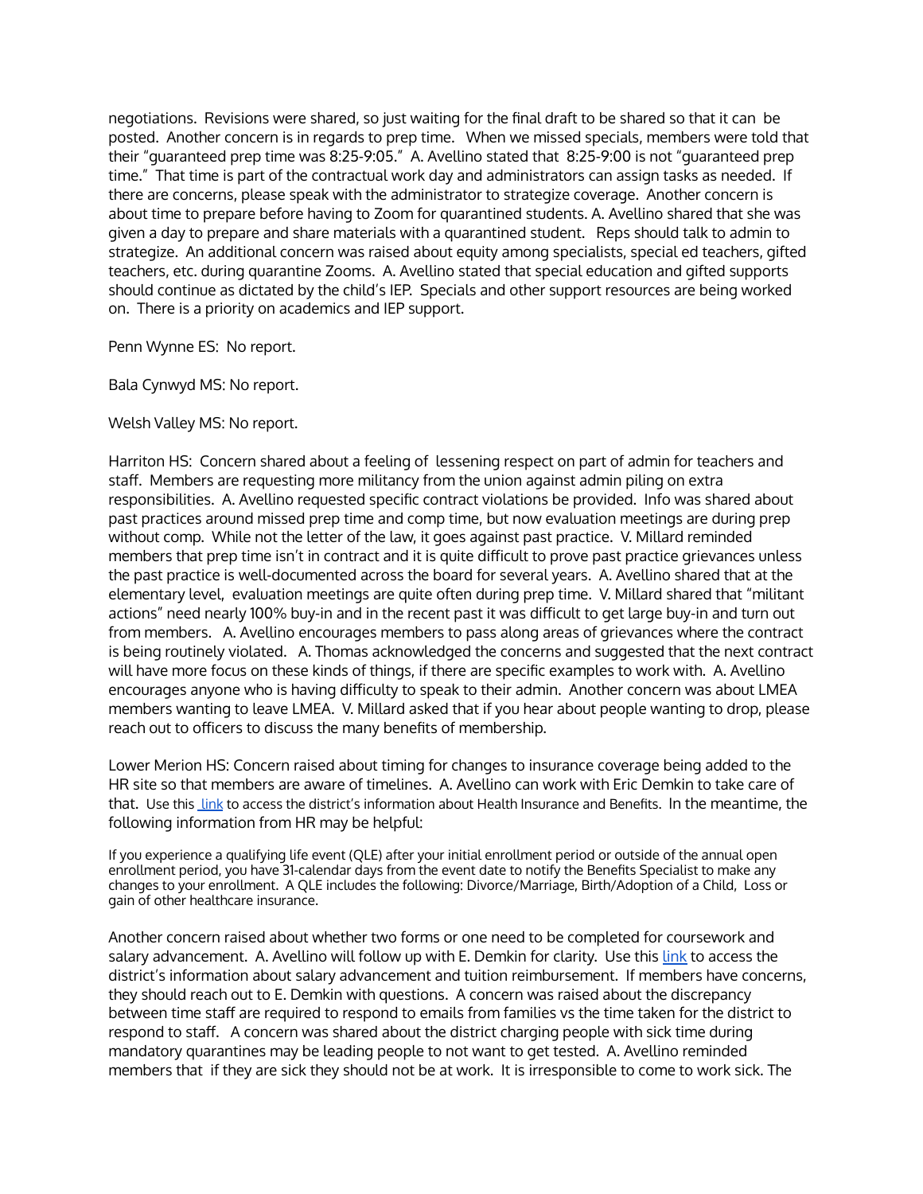negotiations. Revisions were shared, so just waiting for the final draft to be shared so that it can be posted. Another concern is in regards to prep time. When we missed specials, members were told that their "guaranteed prep time was 8:25-9:05." A. Avellino stated that 8:25-9:00 is not "guaranteed prep time." That time is part of the contractual work day and administrators can assign tasks as needed. If there are concerns, please speak with the administrator to strategize coverage. Another concern is about time to prepare before having to Zoom for quarantined students. A. Avellino shared that she was given a day to prepare and share materials with a quarantined student. Reps should talk to admin to strategize. An additional concern was raised about equity among specialists, special ed teachers, gifted teachers, etc. during quarantine Zooms. A. Avellino stated that special education and gifted supports should continue as dictated by the child's IEP. Specials and other support resources are being worked on. There is a priority on academics and IEP support.

Penn Wynne ES: No report.

Bala Cynwyd MS: No report.

Welsh Valley MS: No report.

Harriton HS: Concern shared about a feeling of lessening respect on part of admin for teachers and staff. Members are requesting more militancy from the union against admin piling on extra responsibilities. A. Avellino requested specific contract violations be provided. Info was shared about past practices around missed prep time and comp time, but now evaluation meetings are during prep without comp. While not the letter of the law, it goes against past practice. V. Millard reminded members that prep time isn't in contract and it is quite difficult to prove past practice grievances unless the past practice is well-documented across the board for several years. A. Avellino shared that at the elementary level, evaluation meetings are quite often during prep time. V. Millard shared that "militant actions" need nearly 100% buy-in and in the recent past it was difficult to get large buy-in and turn out from members. A. Avellino encourages members to pass along areas of grievances where the contract is being routinely violated. A. Thomas acknowledged the concerns and suggested that the next contract will have more focus on these kinds of things, if there are specific examples to work with. A. Avellino encourages anyone who is having difficulty to speak to their admin. Another concern was about LMEA members wanting to leave LMEA. V. Millard asked that if you hear about people wanting to drop, please reach out to officers to discuss the many benefits of membership.

Lower Merion HS: Concern raised about timing for changes to insurance coverage being added to the HR site so that members are aware of timelines. A. Avellino can work with Eric Demkin to take care of that. Use this link to access the district's information about Health Insurance and Benefits. In the meantime, the following information from HR may be helpful:

If you experience a qualifying life event (QLE) after your initial enrollment period or outside of the annual open enrollment period, you have 31-calendar days from the event date to notify the Benefits Specialist to make any changes to your enrollment. A QLE includes the following: Divorce/Marriage, Birth/Adoption of a Child, Loss or gain of other healthcare insurance.

Another concern raised about whether two forms or one need to be completed for coursework and salary advancement. A. Avellino will follow up with E. Demkin for clarity. Use this link to access the district's information about salary advancement and tuition reimbursement. If members have concerns, they should reach out to E. Demkin with questions. A concern was raised about the discrepancy between time staff are required to respond to emails from families vs the time taken for the district to respond to staff. A concern was shared about the district charging people with sick time during mandatory quarantines may be leading people to not want to get tested. A. Avellino reminded members that if they are sick they should not be at work. It is irresponsible to come to work sick. The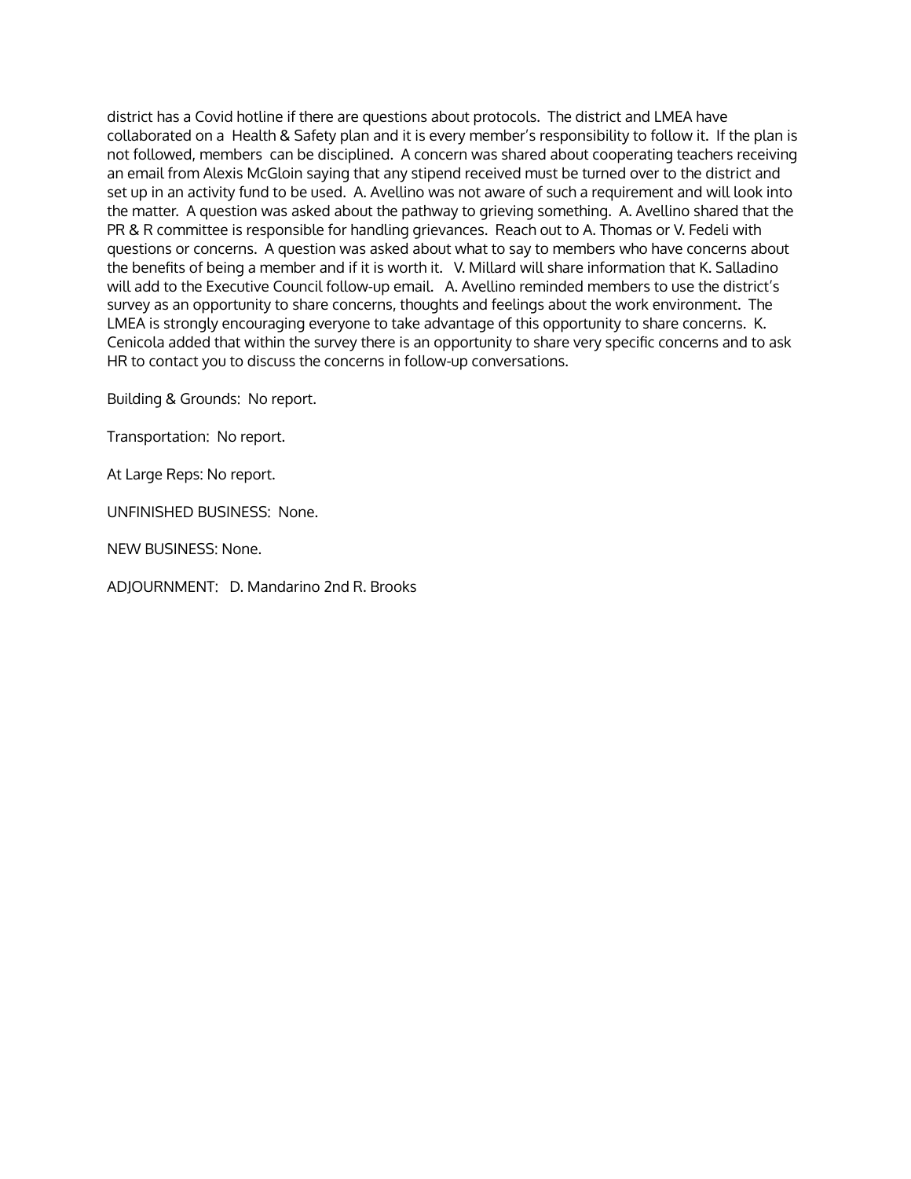district has a Covid hotline if there are questions about protocols. The district and LMEA have collaborated on a Health & Safety plan and it is every member's responsibility to follow it. If the plan is not followed, members can be disciplined. A concern was shared about cooperating teachers receiving an email from Alexis McGloin saying that any stipend received must be turned over to the district and set up in an activity fund to be used. A. Avellino was not aware of such a requirement and will look into the matter. A question was asked about the pathway to grieving something. A. Avellino shared that the PR & R committee is responsible for handling grievances. Reach out to A. Thomas or V. Fedeli with questions or concerns. A question was asked about what to say to members who have concerns about the benefits of being a member and if it is worth it. V. Millard will share information that K. Salladino will add to the Executive Council follow-up email. A. Avellino reminded members to use the district's survey as an opportunity to share concerns, thoughts and feelings about the work environment. The LMEA is strongly encouraging everyone to take advantage of this opportunity to share concerns. K. Cenicola added that within the survey there is an opportunity to share very specific concerns and to ask HR to contact you to discuss the concerns in follow-up conversations.

Building & Grounds: No report.

Transportation: No report.

At Large Reps: No report.

UNFINISHED BUSINESS: None.

NEW BUSINESS: None.

ADJOURNMENT: D. Mandarino 2nd R. Brooks